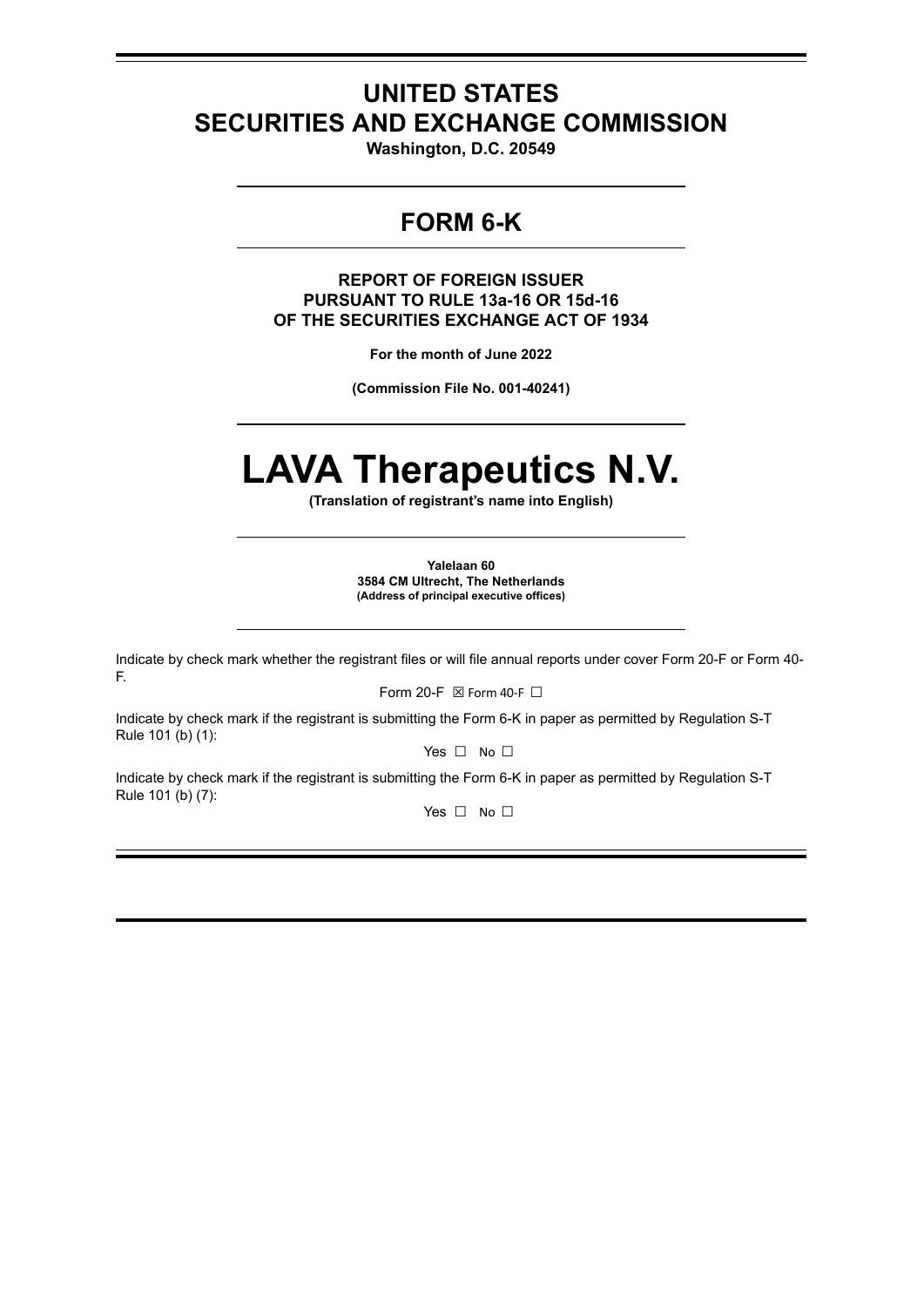# UNITED STATES SECURITIES AND EXCHANGE COMMISSION

**Washington, D.C. 20549**

## FORM 6-K

**REPORT OF FOREIGN ISSUER PURSUANT TO RULE 13a-16 OR 15d-16 OF THE SECURITIES EXCHANGE ACT OF 1934**

**For the month of June 2022**

**(Commission File No. 001-40241)**

# LAVA Therapeutics N.V.

**(Translation of registrant's name into English)**

**Yalelaan 60**
**3584 CM Ultrecht, The Netherlands**
**(Address of principal executive offices)**

Indicate by check mark whether the registrant files or will file annual reports under cover Form 20-F or Form 40-F.

Form 20-F ☒ Form 40-F ☐

Indicate by check mark if the registrant is submitting the Form 6-K in paper as permitted by Regulation S-T Rule 101 (b) (1):

Yes ☐ No ☐

Indicate by check mark if the registrant is submitting the Form 6-K in paper as permitted by Regulation S-T Rule 101 (b) (7):

Yes ☐ No ☐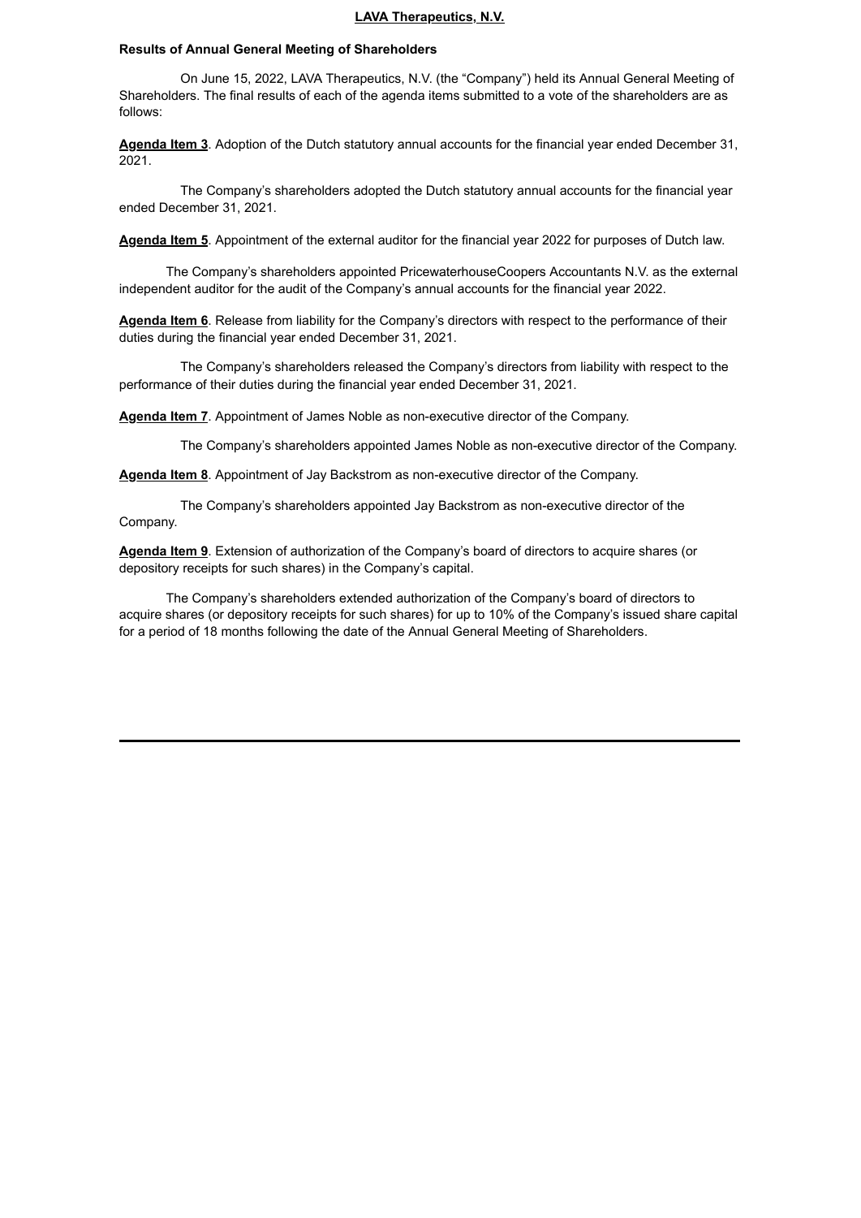**LAVA Therapeutics, N.V.**

**Results of Annual General Meeting of Shareholders**

On June 15, 2022, LAVA Therapeutics, N.V. (the "Company") held its Annual General Meeting of Shareholders. The final results of each of the agenda items submitted to a vote of the shareholders are as follows:

**Agenda Item 3**. Adoption of the Dutch statutory annual accounts for the financial year ended December 31, 2021.

The Company's shareholders adopted the Dutch statutory annual accounts for the financial year ended December 31, 2021.

**Agenda Item 5**. Appointment of the external auditor for the financial year 2022 for purposes of Dutch law.

The Company's shareholders appointed PricewaterhouseCoopers Accountants N.V. as the external independent auditor for the audit of the Company's annual accounts for the financial year 2022.

**Agenda Item 6**. Release from liability for the Company's directors with respect to the performance of their duties during the financial year ended December 31, 2021.

The Company's shareholders released the Company's directors from liability with respect to the performance of their duties during the financial year ended December 31, 2021.

**Agenda Item 7**. Appointment of James Noble as non-executive director of the Company.

The Company's shareholders appointed James Noble as non-executive director of the Company.

**Agenda Item 8**. Appointment of Jay Backstrom as non-executive director of the Company.

The Company's shareholders appointed Jay Backstrom as non-executive director of the Company.

**Agenda Item 9**. Extension of authorization of the Company's board of directors to acquire shares (or depository receipts for such shares) in the Company's capital.

The Company's shareholders extended authorization of the Company's board of directors to acquire shares (or depository receipts for such shares) for up to 10% of the Company's issued share capital for a period of 18 months following the date of the Annual General Meeting of Shareholders.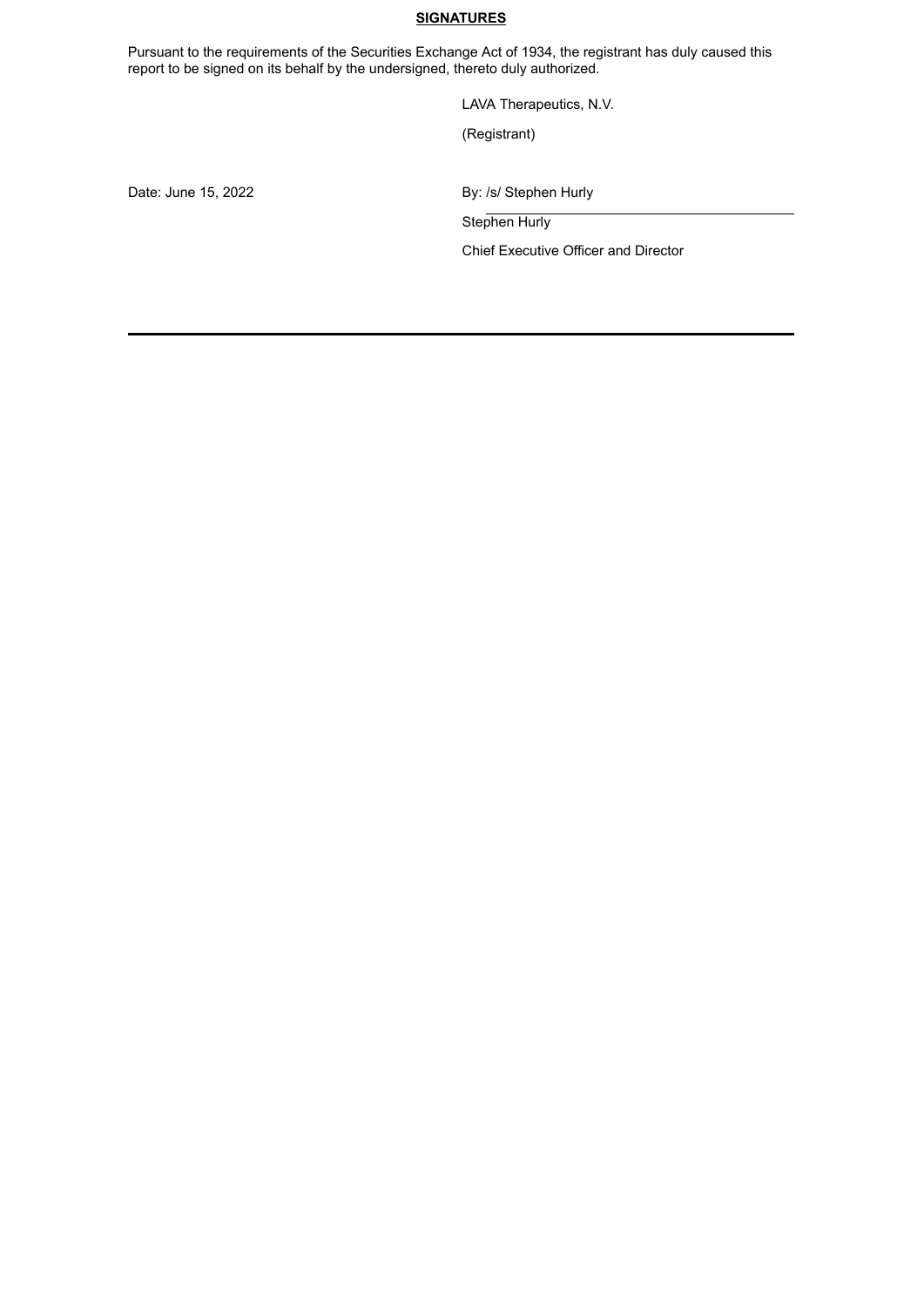**SIGNATURES**

Pursuant to the requirements of the Securities Exchange Act of 1934, the registrant has duly caused this report to be signed on its behalf by the undersigned, thereto duly authorized.

LAVA Therapeutics, N.V.

(Registrant)

Date: June 15, 2022

By: /s/ Stephen Hurly

Stephen Hurly

Chief Executive Officer and Director